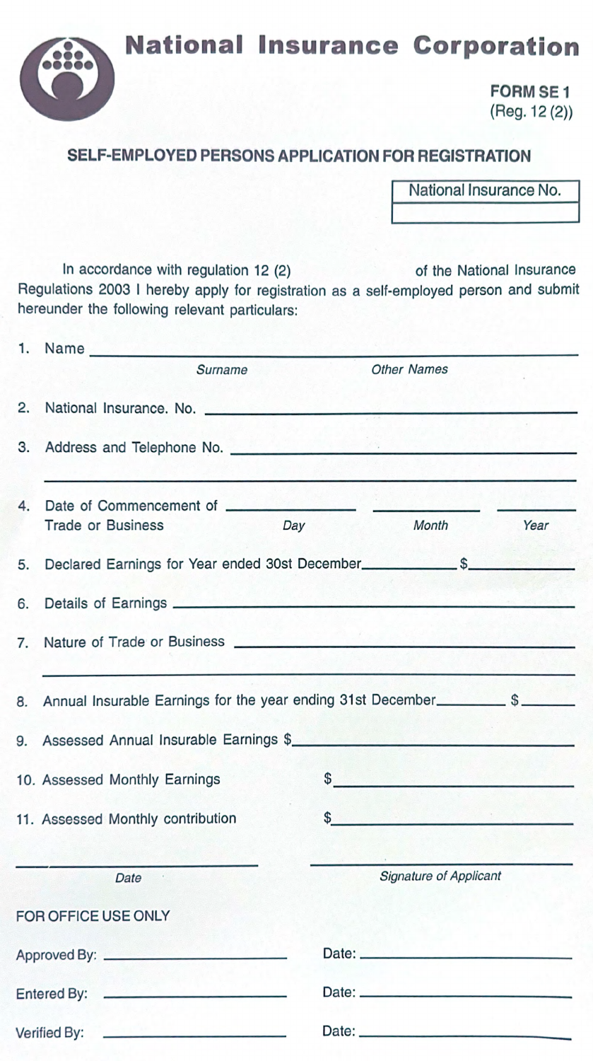# National Insurance Corporation

**FORM SE 1**
(Reg. 12 (2))

## SELF-EMPLOYED PERSONS APPLICATION FOR REGISTRATION

| National Insurance No. |
| --- |
| |

In accordance with regulation 12 (2) of the National Insurance Regulations 2003 I hereby apply for registration as a self-employed person and submit hereunder the following relevant particulars:

1. Name ______________________________
   *Surname* *Other Names*

2. National Insurance. No. ______________________________

3. Address and Telephone No. ______________________________
   ______________________________

4. Date of Commencement of Trade or Business ________ ________ ________
   *Day* *Month* *Year*

5. Declared Earnings for Year ended 30st December________ $________

6. Details of Earnings ______________________________

7. Nature of Trade or Business ______________________________
   ______________________________

8. Annual Insurable Earnings for the year ending 31st December________ $________

9. Assessed Annual Insurable Earnings $______________________________

10. Assessed Monthly Earnings $______________________________

11. Assessed Monthly contribution $______________________________

______________________________ ______________________________
*Date* *Signature of Applicant*

FOR OFFICE USE ONLY

Approved By: ______________________ Date: ______________________

Entered By: ______________________ Date: ______________________

Verified By: ______________________ Date: ______________________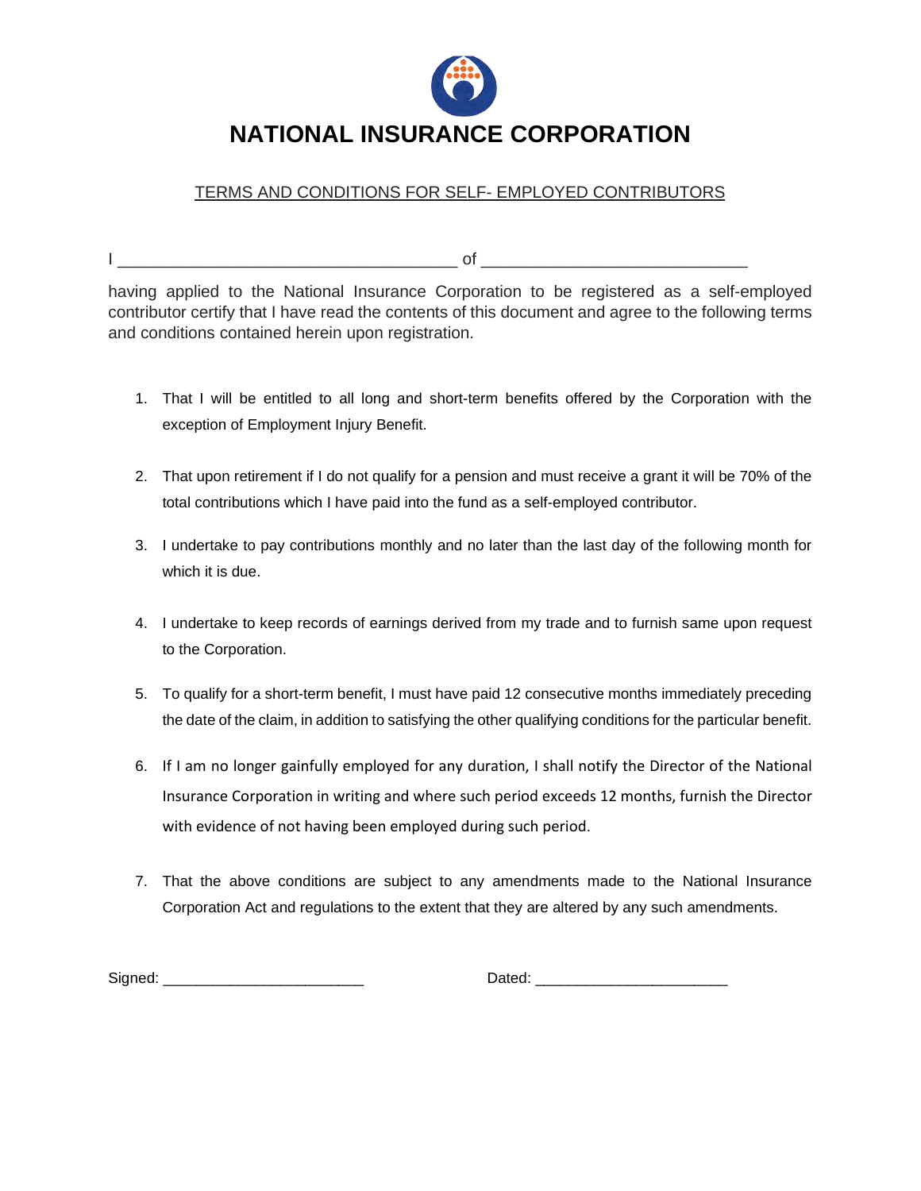# NATIONAL INSURANCE CORPORATION

TERMS AND CONDITIONS FOR SELF- EMPLOYED CONTRIBUTORS

I _____________________________________ of ____________________________

having applied to the National Insurance Corporation to be registered as a self-employed contributor certify that I have read the contents of this document and agree to the following terms and conditions contained herein upon registration.

1. That I will be entitled to all long and short-term benefits offered by the Corporation with the exception of Employment Injury Benefit.
2. That upon retirement if I do not qualify for a pension and must receive a grant it will be 70% of the total contributions which I have paid into the fund as a self-employed contributor.
3. I undertake to pay contributions monthly and no later than the last day of the following month for which it is due.
4. I undertake to keep records of earnings derived from my trade and to furnish same upon request to the Corporation.
5. To qualify for a short-term benefit, I must have paid 12 consecutive months immediately preceding the date of the claim, in addition to satisfying the other qualifying conditions for the particular benefit.
6. If I am no longer gainfully employed for any duration, I shall notify the Director of the National Insurance Corporation in writing and where such period exceeds 12 months, furnish the Director with evidence of not having been employed during such period.
7. That the above conditions are subject to any amendments made to the National Insurance Corporation Act and regulations to the extent that they are altered by any such amendments.

Signed: ________________________ Dated: _______________________